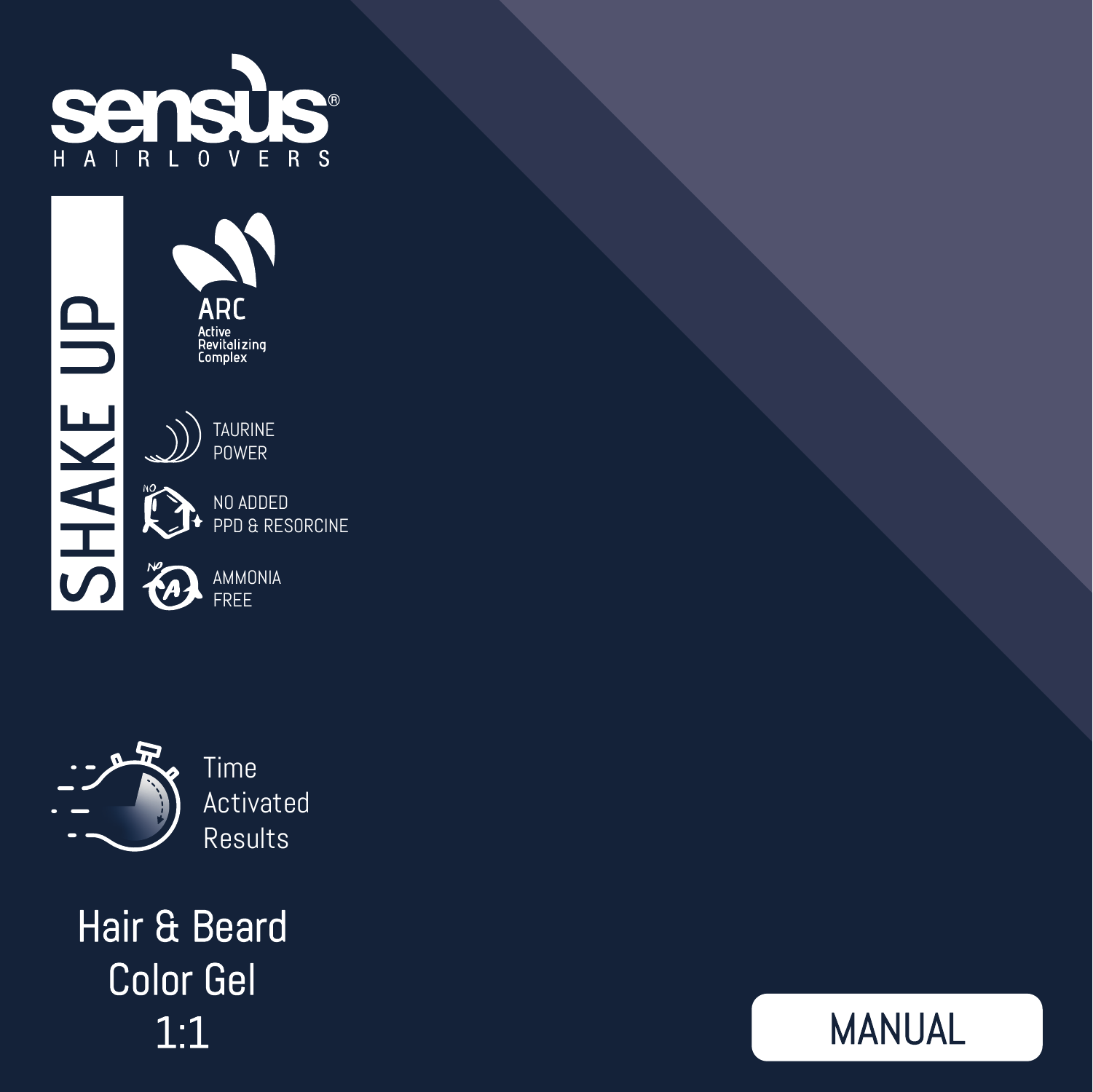# sensus®

HAIRLOVERS

## SHAKE UP

ARC
Active Revitalizing Complex

TAURINE POWER

NO ADDED PPD & RESORCINE

AMMONIA FREE

Time Activated Results

Hair & Beard Color Gel 1:1

MANUAL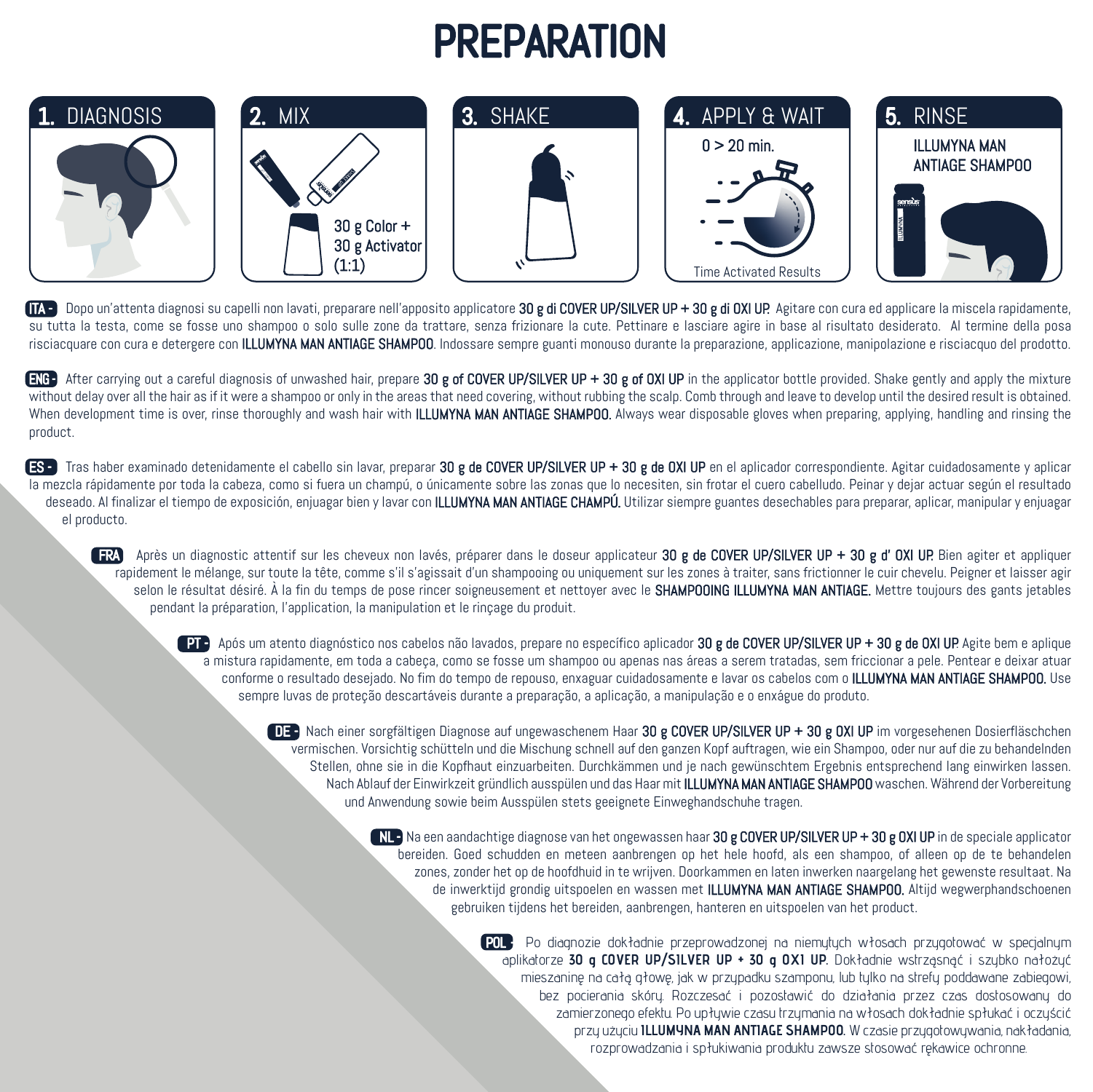# PREPARATION

**1.** DIAGNOSIS

**2.** MIX

30 g Color + 30 g Activator (1:1)

**3.** SHAKE

**4.** APPLY & WAIT

0 > 20 min.

Time Activated Results

**5.** RINSE

ILLUMYNA MAN ANTIAGE SHAMPOO

**ITA -** Dopo un'attenta diagnosi su capelli non lavati, preparare nell'apposito applicatore **30 g di COVER UP/SILVER UP + 30 g di OXI UP.** Agitare con cura ed applicare la miscela rapidamente, su tutta la testa, come se fosse uno shampoo o solo sulle zone da trattare, senza frizionare la cute. Pettinare e lasciare agire in base al risultato desiderato. Al termine della posa risciacquare con cura e detergere con **ILLUMYNA MAN ANTIAGE SHAMPOO**. Indossare sempre guanti monouso durante la preparazione, applicazione, manipolazione e risciacquo del prodotto.

**ENG -** After carrying out a careful diagnosis of unwashed hair, prepare **30 g of COVER UP/SILVER UP + 30 g of OXI UP** in the applicator bottle provided. Shake gently and apply the mixture without delay over all the hair as if it were a shampoo or only in the areas that need covering, without rubbing the scalp. Comb through and leave to develop until the desired result is obtained. When development time is over, rinse thoroughly and wash hair with **ILLUMYNA MAN ANTIAGE SHAMPOO.** Always wear disposable gloves when preparing, applying, handling and rinsing the product.

**ES -** Tras haber examinado detenidamente el cabello sin lavar, preparar **30 g de COVER UP/SILVER UP + 30 g de OXI UP** en el aplicador correspondiente. Agitar cuidadosamente y aplicar la mezcla rápidamente por toda la cabeza, como si fuera un champú, o únicamente sobre las zonas que lo necesiten, sin frotar el cuero cabelludo. Peinar y dejar actuar según el resultado deseado. Al finalizar el tiempo de exposición, enjuagar bien y lavar con **ILLUMYNA MAN ANTIAGE CHAMPÚ.** Utilizar siempre guantes desechables para preparar, aplicar, manipular y enjuagar el producto.

**FRA** Après un diagnostic attentif sur les cheveux non lavés, préparer dans le doseur applicateur **30 g de COVER UP/SILVER UP + 30 g d' OXI UP.** Bien agiter et appliquer rapidement le mélange, sur toute la tête, comme s'il s'agissait d'un shampooing ou uniquement sur les zones à traiter, sans frictionner le cuir chevelu. Peigner et laisser agir selon le résultat désiré. À la fin du temps de pose rincer soigneusement et nettoyer avec le **SHAMPOOING ILLUMYNA MAN ANTIAGE.** Mettre toujours des gants jetables pendant la préparation, l'application, la manipulation et le rinçage du produit.

**PT -** Após um atento diagnóstico nos cabelos não lavados, prepare no específico aplicador **30 g de COVER UP/SILVER UP + 30 g de OXI UP.** Agite bem e aplique a mistura rapidamente, em toda a cabeça, como se fosse um shampoo ou apenas nas áreas a serem tratadas, sem friccionar a pele. Pentear e deixar atuar conforme o resultado desejado. No fim do tempo de repouso, enxaguar cuidadosamente e lavar os cabelos com o **ILLUMYNA MAN ANTIAGE SHAMPOO.** Use sempre luvas de proteção descartáveis durante a preparação, a aplicação, a manipulação e o enxágue do produto.

**DE -** Nach einer sorgfältigen Diagnose auf ungewaschenem Haar **30 g COVER UP/SILVER UP + 30 g OXI UP** im vorgesehenen Dosierfläschchen vermischen. Vorsichtig schütteln und die Mischung schnell auf den ganzen Kopf auftragen, wie ein Shampoo, oder nur auf die zu behandelnden Stellen, ohne sie in die Kopfhaut einzuarbeiten. Durchkämmen und je nach gewünschtem Ergebnis entsprechend lang einwirken lassen. Nach Ablauf der Einwirkzeit gründlich ausspülen und das Haar mit **ILLUMYNA MAN ANTIAGE SHAMPOO** waschen. Während der Vorbereitung und Anwendung sowie beim Ausspülen stets geeignete Einweghandschuhe tragen.

**NL -** Na een aandachtige diagnose van het ongewassen haar **30 g COVER UP/SILVER UP + 30 g OXI UP** in de speciale applicator bereiden. Goed schudden en meteen aanbrengen op het hele hoofd, als een shampoo, of alleen op de te behandelen zones, zonder het op de hoofdhuid in te wrijven. Doorkammen en laten inwerken naargelang het gewenste resultaat. Na de inwerktijd grondig uitspoelen en wassen met **ILLUMYNA MAN ANTIAGE SHAMPOO.** Altijd wegwerphandschoenen gebruiken tijdens het bereiden, aanbrengen, hanteren en uitspoelen van het product.

**POL -** Po diagnozie dokładnie przeprowadzonej na niemytych włosach przygotować w specjalnym aplikatorze **30 g COVER UP/SILVER UP + 30 g OXI UP.** Dokładnie wstrząsnąć i szybko nałożyć mieszaninę na całą głowę, jak w przypadku szamponu, lub tylko na strefy poddawane zabiegowi, bez pocierania skóry. Rozczesać i pozostawić do działania przez czas dostosowany do zamierzonego efektu. Po upływie czasu trzymania na włosach dokładnie spłukać i oczyścić przy użyciu **ILLUMYNA MAN ANTIAGE SHAMPOO.** W czasie przygotowywania, nakładania, rozprowadzania i spłukiwania produktu zawsze stosować rękawice ochronne.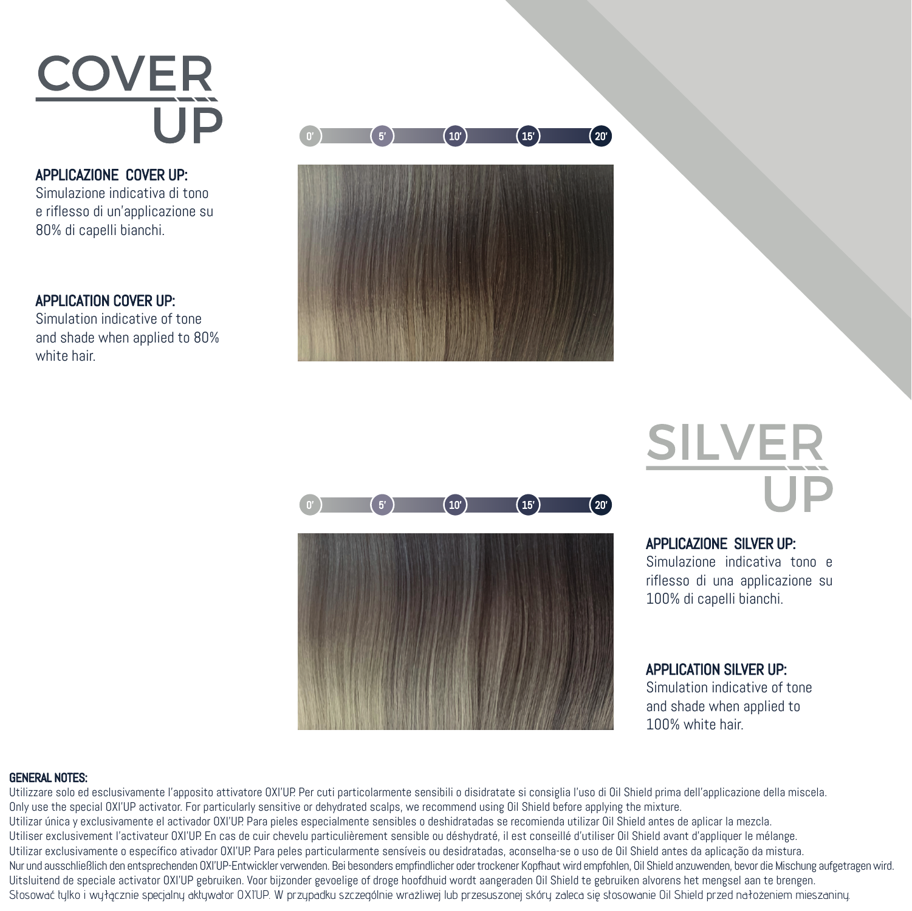# COVER UP

0' 5' 10' 15' 20'

**APPLICAZIONE COVER UP:**
Simulazione indicativa di tono e riflesso di un'applicazione su 80% di capelli bianchi.

**APPLICATION COVER UP:**
Simulation indicative of tone and shade when applied to 80% white hair.

# SILVER UP

0' 5' 10' 15' 20'

**APPLICAZIONE SILVER UP:**
Simulazione indicativa tono e riflesso di una applicazione su 100% di capelli bianchi.

**APPLICATION SILVER UP:**
Simulation indicative of tone and shade when applied to 100% white hair.

**GENERAL NOTES:**
Utilizzare solo ed esclusivamente l'apposito attivatore OXI'UP. Per cuti particolarmente sensibili o disidratate si consiglia l'uso di Oil Shield prima dell'applicazione della miscela.
Only use the special OXI'UP activator. For particularly sensitive or dehydrated scalps, we recommend using Oil Shield before applying the mixture.
Utilizar única y exclusivamente el activador OXI'UP. Para pieles especialmente sensibles o deshidratadas se recomienda utilizar Oil Shield antes de aplicar la mezcla.
Utiliser exclusivement l'activateur OXI'UP. En cas de cuir chevelu particulièrement sensible ou déshydraté, il est conseillé d'utiliser Oil Shield avant d'appliquer le mélange.
Utilizar exclusivamente o específico ativador OXI'UP. Para peles particularmente sensíveis ou desidratadas, aconselha-se o uso de Oil Shield antes da aplicação da mistura.
Nur und ausschließlich den entsprechenden OXI'UP-Entwickler verwenden. Bei besonders empfindlicher oder trockener Kopfhaut wird empfohlen, Oil Shield anzuwenden, bevor die Mischung aufgetragen wird.
Uitsluitend de speciale activator OXI'UP gebruiken. Voor bijzonder gevoelige of droge hoofdhuid wordt aangeraden Oil Shield te gebruiken alvorens het mengsel aan te brengen.
Stosować tylko i wyłącznie specjalny aktywator OXI'UP. W przypadku szczególnie wrażliwej lub przesuszonej skóry zaleca się stosowanie Oil Shield przed nałożeniem mieszaniny.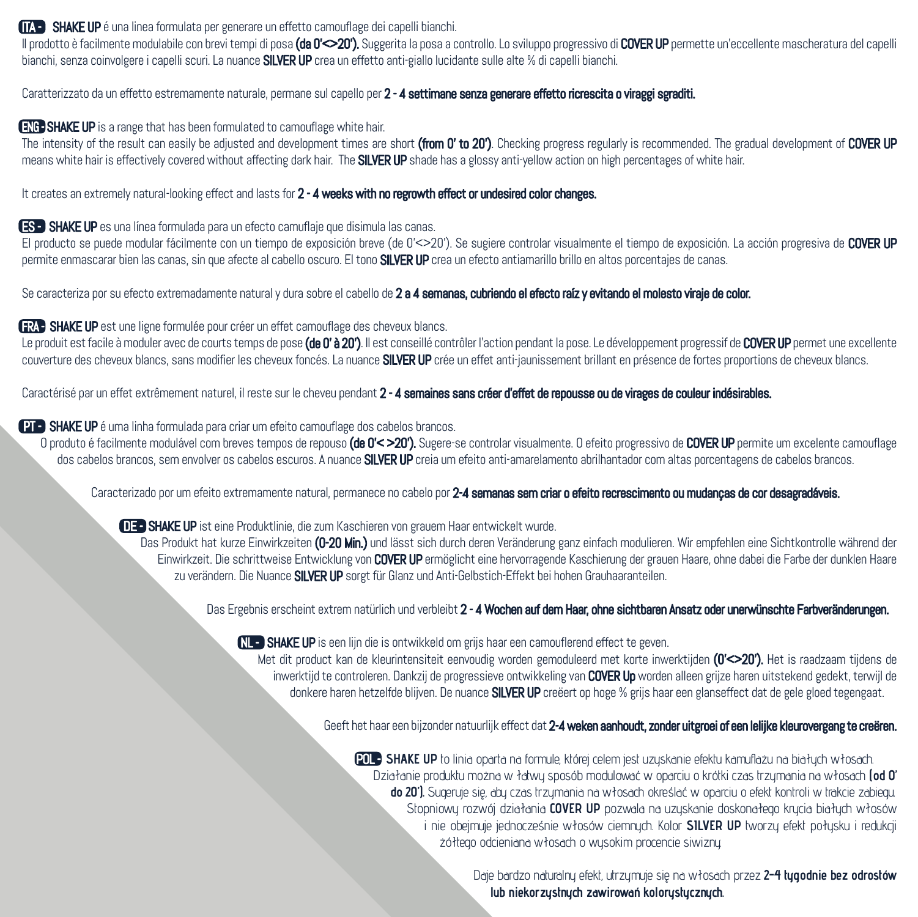**ITA -** **SHAKE UP** é una linea formulata per generare un effetto camouflage dei capelli bianchi.
Il prodotto è facilmente modulabile con brevi tempi di posa **(da 0'<>20').** Suggerita la posa a controllo. Lo sviluppo progressivo di **COVER UP** permette un'eccellente mascheratura del capelli bianchi, senza coinvolgere i capelli scuri. La nuance **SILVER UP** crea un effetto anti-giallo lucidante sulle alte % di capelli bianchi.

Caratterizzato da un effetto estremamente naturale, permane sul capello per **2 - 4 settimane senza generare effetto ricrescita o viraggi sgraditi.**

**ENG -** **SHAKE UP** is a range that has been formulated to camouflage white hair.
The intensity of the result can easily be adjusted and development times are short **(from 0' to 20')**. Checking progress regularly is recommended. The gradual development of **COVER UP** means white hair is effectively covered without affecting dark hair. The **SILVER UP** shade has a glossy anti-yellow action on high percentages of white hair.

It creates an extremely natural-looking effect and lasts for **2 - 4 weeks with no regrowth effect or undesired color changes.**

**ES -** **SHAKE UP** es una línea formulada para un efecto camuflaje que disimula las canas.
El producto se puede modular fácilmente con un tiempo de exposición breve (de 0'<>20'). Se sugiere controlar visualmente el tiempo de exposición. La acción progresiva de **COVER UP** permite enmascarar bien las canas, sin que afecte al cabello oscuro. El tono **SILVER UP** crea un efecto antiamarillo brillo en altos porcentajes de canas.

Se caracteriza por su efecto extremadamente natural y dura sobre el cabello de **2 a 4 semanas, cubriendo el efecto raíz y evitando el molesto viraje de color.**

**FRA -** **SHAKE UP** est une ligne formulée pour créer un effet camouflage des cheveux blancs.
Le produit est facile à moduler avec de courts temps de pose **(de 0' à 20')**. Il est conseillé contrôler l'action pendant la pose. Le développement progressif de **COVER UP** permet une excellente couverture des cheveux blancs, sans modifier les cheveux foncés. La nuance **SILVER UP** crée un effet anti-jaunissement brillant en présence de fortes proportions de cheveux blancs.

Caractérisé par un effet extrêmement naturel, il reste sur le cheveu pendant **2 - 4 semaines sans créer d'effet de repousse ou de virages de couleur indésirables.**

**PT -** **SHAKE UP** é uma linha formulada para criar um efeito camouflage dos cabelos brancos.
O produto é facilmente modulável com breves tempos de repouso **(de 0'< >20').** Sugere-se controlar visualmente. O efeito progressivo de **COVER UP** permite um excelente camouflage dos cabelos brancos, sem envolver os cabelos escuros. A nuance **SILVER UP** creia um efeito anti-amarelamento abrilhantador com altas porcentagens de cabelos brancos.

Caracterizado por um efeito extremamente natural, permanece no cabelo por **2-4 semanas sem criar o efeito recrescimento ou mudanças de cor desagradáveis.**

**DE -** **SHAKE UP** ist eine Produktlinie, die zum Kaschieren von grauem Haar entwickelt wurde.
Das Produkt hat kurze Einwirkzeiten **(0-20 Min.)** und lässt sich durch deren Veränderung ganz einfach modulieren. Wir empfehlen eine Sichtkontrolle während der Einwirkzeit. Die schrittweise Entwicklung von **COVER UP** ermöglicht eine hervorragende Kaschierung der grauen Haare, ohne dabei die Farbe der dunklen Haare zu verändern. Die Nuance **SILVER UP** sorgt für Glanz und Anti-Gelbstich-Effekt bei hohen Grauhaaranteilen.

Das Ergebnis erscheint extrem natürlich und verbleibt **2 - 4 Wochen auf dem Haar, ohne sichtbaren Ansatz oder unerwünschte Farbveränderungen.**

**NL -** **SHAKE UP** is een lijn die is ontwikkeld om grijs haar een camouflerend effect te geven.
Met dit product kan de kleurintensiteit eenvoudig worden gemoduleerd met korte inwerktijden **(0'<>20').** Het is raadzaam tijdens de inwerktijd te controleren. Dankzij de progressieve ontwikkeling van **COVER Up** worden alleen grijze haren uitstekend gedekt, terwijl de donkere haren hetzelfde blijven. De nuance **SILVER UP** creëert op hoge % grijs haar een glanseffect dat de gele gloed tegengaat.

Geeft het haar een bijzonder natuurlijk effect dat **2-4 weken aanhoudt, zonder uitgroei of een lelijke kleurovergang te creëren.**

**POL -** **SHAKE UP** to linia oparta na formule, której celem jest uzyskanie efektu kamuflażu na białych włosach.
Działanie produktu można w łatwy sposób modulować w oparciu o krótki czas trzymania na włosach **(od 0' do 20').** Sugeruje się, aby czas trzymania na włosach określać w oparciu o efekt kontroli w trakcie zabiegu. Stopniowy rozwój działania **COVER UP** pozwala na uzyskanie doskonałego krycia białych włosów i nie obejmuje jednocześnie włosów ciemnych. Kolor **SILVER UP** tworzy efekt połysku i redukcji żółtego odcieniana włosach o wysokim procencie siwizny.

Daje bardzo naturalny efekt, utrzymuje się na włosach przez **2-4 tygodnie bez odrostów lub niekorzystnych zawirowań kolorystycznych.**